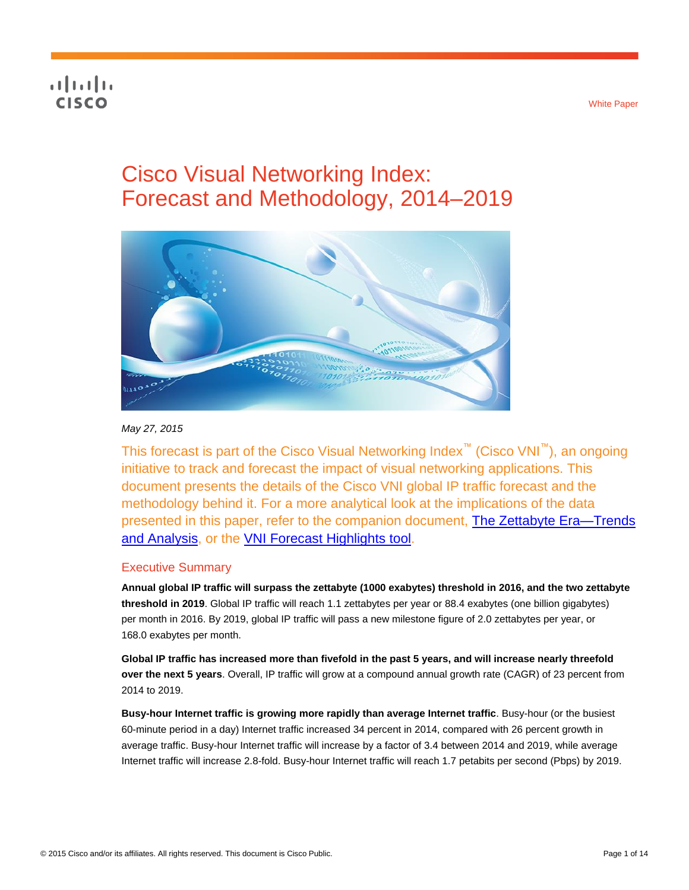White Paper

# Cisco Visual Networking Index: Forecast and Methodology, 2014–2019

*May 27, 2015*

This forecast is part of the Cisco Visual Networking Index™ (Cisco VNI™), an ongoing initiative to track and forecast the impact of visual networking applications. This document presents the details of the Cisco VNI global IP traffic forecast and the methodology behind it. For a more analytical look at the implications of the data presented in this paper, refer to the companion document, The Zettabyte Era—Trends and Analysis, or the VNI Forecast Highlights tool.

## Executive Summary

**Annual global IP traffic will surpass the zettabyte (1000 exabytes) threshold in 2016, and the two zettabyte threshold in 2019**. Global IP traffic will reach 1.1 zettabytes per year or 88.4 exabytes (one billion gigabytes) per month in 2016. By 2019, global IP traffic will pass a new milestone figure of 2.0 zettabytes per year, or 168.0 exabytes per month.

**Global IP traffic has increased more than fivefold in the past 5 years, and will increase nearly threefold over the next 5 years**. Overall, IP traffic will grow at a compound annual growth rate (CAGR) of 23 percent from 2014 to 2019.

**Busy-hour Internet traffic is growing more rapidly than average Internet traffic**. Busy-hour (or the busiest 60-minute period in a day) Internet traffic increased 34 percent in 2014, compared with 26 percent growth in average traffic. Busy-hour Internet traffic will increase by a factor of 3.4 between 2014 and 2019, while average Internet traffic will increase 2.8-fold. Busy-hour Internet traffic will reach 1.7 petabits per second (Pbps) by 2019.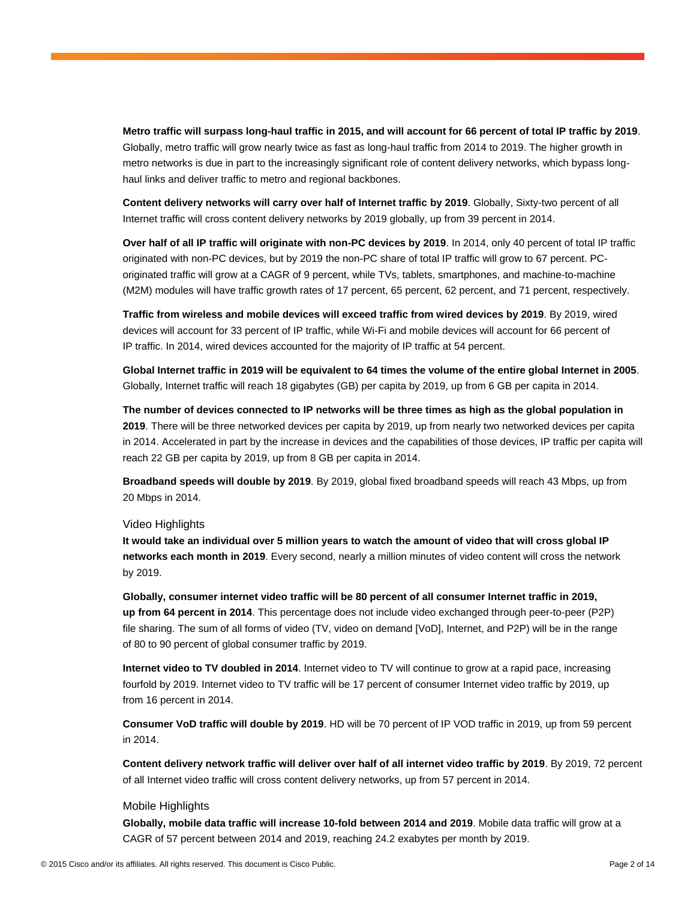**Metro traffic will surpass long-haul traffic in 2015, and will account for 66 percent of total IP traffic by 2019**. Globally, metro traffic will grow nearly twice as fast as long-haul traffic from 2014 to 2019. The higher growth in metro networks is due in part to the increasingly significant role of content delivery networks, which bypass long-haul links and deliver traffic to metro and regional backbones.

**Content delivery networks will carry over half of Internet traffic by 2019**. Globally, Sixty-two percent of all Internet traffic will cross content delivery networks by 2019 globally, up from 39 percent in 2014.

**Over half of all IP traffic will originate with non-PC devices by 2019**. In 2014, only 40 percent of total IP traffic originated with non-PC devices, but by 2019 the non-PC share of total IP traffic will grow to 67 percent. PC-originated traffic will grow at a CAGR of 9 percent, while TVs, tablets, smartphones, and machine-to-machine (M2M) modules will have traffic growth rates of 17 percent, 65 percent, 62 percent, and 71 percent, respectively.

**Traffic from wireless and mobile devices will exceed traffic from wired devices by 2019**. By 2019, wired devices will account for 33 percent of IP traffic, while Wi-Fi and mobile devices will account for 66 percent of IP traffic. In 2014, wired devices accounted for the majority of IP traffic at 54 percent.

**Global Internet traffic in 2019 will be equivalent to 64 times the volume of the entire global Internet in 2005**. Globally, Internet traffic will reach 18 gigabytes (GB) per capita by 2019, up from 6 GB per capita in 2014.

**The number of devices connected to IP networks will be three times as high as the global population in 2019**. There will be three networked devices per capita by 2019, up from nearly two networked devices per capita in 2014. Accelerated in part by the increase in devices and the capabilities of those devices, IP traffic per capita will reach 22 GB per capita by 2019, up from 8 GB per capita in 2014.

**Broadband speeds will double by 2019**. By 2019, global fixed broadband speeds will reach 43 Mbps, up from 20 Mbps in 2014.

### Video Highlights

**It would take an individual over 5 million years to watch the amount of video that will cross global IP networks each month in 2019**. Every second, nearly a million minutes of video content will cross the network by 2019.

**Globally, consumer internet video traffic will be 80 percent of all consumer Internet traffic in 2019, up from 64 percent in 2014**. This percentage does not include video exchanged through peer-to-peer (P2P) file sharing. The sum of all forms of video (TV, video on demand [VoD], Internet, and P2P) will be in the range of 80 to 90 percent of global consumer traffic by 2019.

**Internet video to TV doubled in 2014**. Internet video to TV will continue to grow at a rapid pace, increasing fourfold by 2019. Internet video to TV traffic will be 17 percent of consumer Internet video traffic by 2019, up from 16 percent in 2014.

**Consumer VoD traffic will double by 2019**. HD will be 70 percent of IP VOD traffic in 2019, up from 59 percent in 2014.

**Content delivery network traffic will deliver over half of all internet video traffic by 2019**. By 2019, 72 percent of all Internet video traffic will cross content delivery networks, up from 57 percent in 2014.

### Mobile Highlights

**Globally, mobile data traffic will increase 10-fold between 2014 and 2019**. Mobile data traffic will grow at a CAGR of 57 percent between 2014 and 2019, reaching 24.2 exabytes per month by 2019.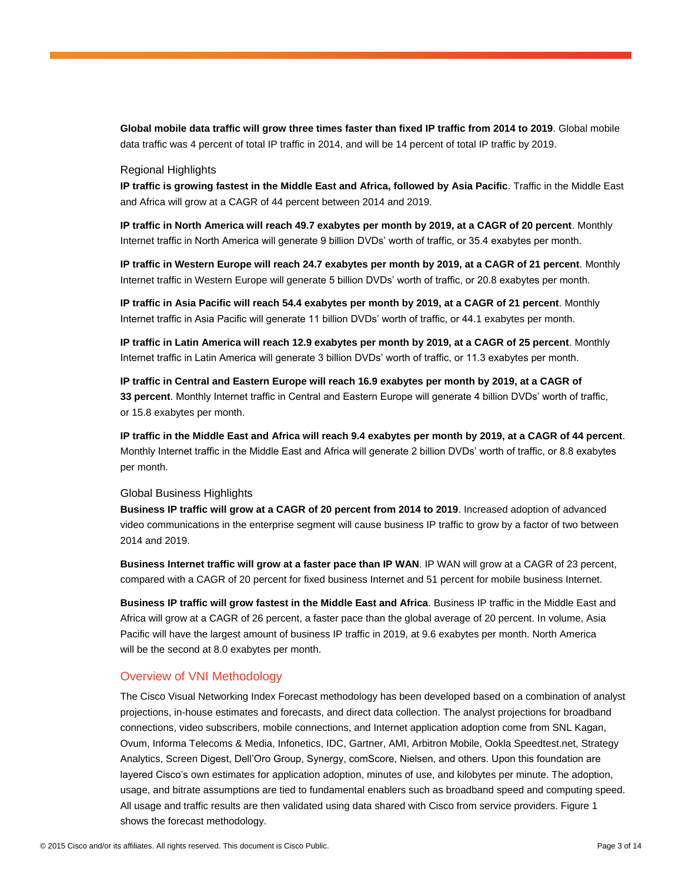**Global mobile data traffic will grow three times faster than fixed IP traffic from 2014 to 2019**. Global mobile data traffic was 4 percent of total IP traffic in 2014, and will be 14 percent of total IP traffic by 2019.

### Regional Highlights

**IP traffic is growing fastest in the Middle East and Africa, followed by Asia Pacific**. Traffic in the Middle East and Africa will grow at a CAGR of 44 percent between 2014 and 2019.

**IP traffic in North America will reach 49.7 exabytes per month by 2019, at a CAGR of 20 percent**. Monthly Internet traffic in North America will generate 9 billion DVDs' worth of traffic, or 35.4 exabytes per month.

**IP traffic in Western Europe will reach 24.7 exabytes per month by 2019, at a CAGR of 21 percent**. Monthly Internet traffic in Western Europe will generate 5 billion DVDs' worth of traffic, or 20.8 exabytes per month.

**IP traffic in Asia Pacific will reach 54.4 exabytes per month by 2019, at a CAGR of 21 percent**. Monthly Internet traffic in Asia Pacific will generate 11 billion DVDs' worth of traffic, or 44.1 exabytes per month.

**IP traffic in Latin America will reach 12.9 exabytes per month by 2019, at a CAGR of 25 percent**. Monthly Internet traffic in Latin America will generate 3 billion DVDs' worth of traffic, or 11.3 exabytes per month.

**IP traffic in Central and Eastern Europe will reach 16.9 exabytes per month by 2019, at a CAGR of 33 percent**. Monthly Internet traffic in Central and Eastern Europe will generate 4 billion DVDs' worth of traffic, or 15.8 exabytes per month.

**IP traffic in the Middle East and Africa will reach 9.4 exabytes per month by 2019, at a CAGR of 44 percent**. Monthly Internet traffic in the Middle East and Africa will generate 2 billion DVDs' worth of traffic, or 8.8 exabytes per month.

### Global Business Highlights

**Business IP traffic will grow at a CAGR of 20 percent from 2014 to 2019**. Increased adoption of advanced video communications in the enterprise segment will cause business IP traffic to grow by a factor of two between 2014 and 2019.

**Business Internet traffic will grow at a faster pace than IP WAN**. IP WAN will grow at a CAGR of 23 percent, compared with a CAGR of 20 percent for fixed business Internet and 51 percent for mobile business Internet.

**Business IP traffic will grow fastest in the Middle East and Africa**. Business IP traffic in the Middle East and Africa will grow at a CAGR of 26 percent, a faster pace than the global average of 20 percent. In volume, Asia Pacific will have the largest amount of business IP traffic in 2019, at 9.6 exabytes per month. North America will be the second at 8.0 exabytes per month.

## Overview of VNI Methodology

The Cisco Visual Networking Index Forecast methodology has been developed based on a combination of analyst projections, in-house estimates and forecasts, and direct data collection. The analyst projections for broadband connections, video subscribers, mobile connections, and Internet application adoption come from SNL Kagan, Ovum, Informa Telecoms & Media, Infonetics, IDC, Gartner, AMI, Arbitron Mobile, Ookla Speedtest.net, Strategy Analytics, Screen Digest, Dell'Oro Group, Synergy, comScore, Nielsen, and others. Upon this foundation are layered Cisco's own estimates for application adoption, minutes of use, and kilobytes per minute. The adoption, usage, and bitrate assumptions are tied to fundamental enablers such as broadband speed and computing speed. All usage and traffic results are then validated using data shared with Cisco from service providers. Figure 1 shows the forecast methodology.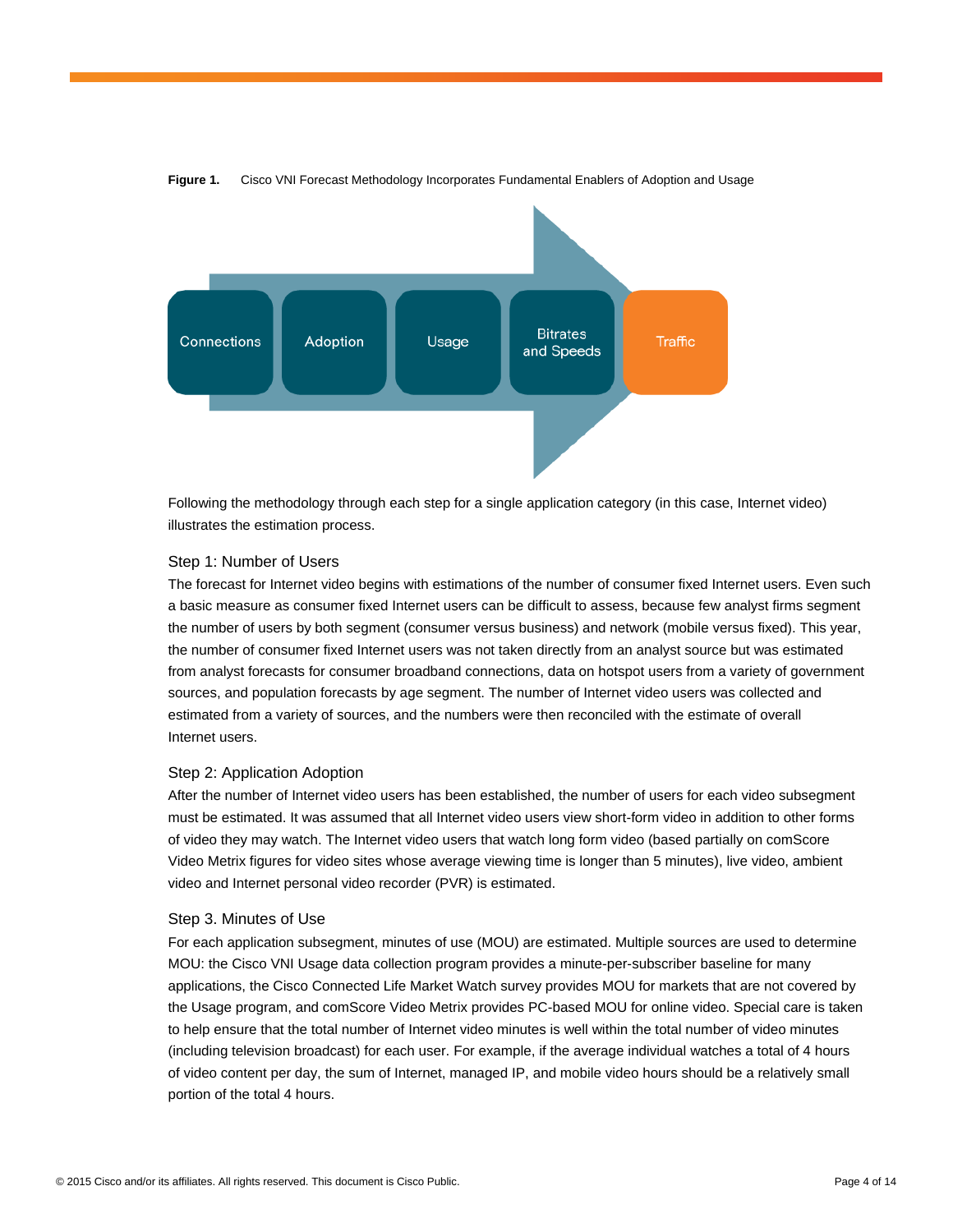**Figure 1.** Cisco VNI Forecast Methodology Incorporates Fundamental Enablers of Adoption and Usage

Connections → Adoption → Usage → Bitrates and Speeds → Traffic

Following the methodology through each step for a single application category (in this case, Internet video) illustrates the estimation process.

### Step 1: Number of Users

The forecast for Internet video begins with estimations of the number of consumer fixed Internet users. Even such a basic measure as consumer fixed Internet users can be difficult to assess, because few analyst firms segment the number of users by both segment (consumer versus business) and network (mobile versus fixed). This year, the number of consumer fixed Internet users was not taken directly from an analyst source but was estimated from analyst forecasts for consumer broadband connections, data on hotspot users from a variety of government sources, and population forecasts by age segment. The number of Internet video users was collected and estimated from a variety of sources, and the numbers were then reconciled with the estimate of overall Internet users.

### Step 2: Application Adoption

After the number of Internet video users has been established, the number of users for each video subsegment must be estimated. It was assumed that all Internet video users view short-form video in addition to other forms of video they may watch. The Internet video users that watch long form video (based partially on comScore Video Metrix figures for video sites whose average viewing time is longer than 5 minutes), live video, ambient video and Internet personal video recorder (PVR) is estimated.

### Step 3. Minutes of Use

For each application subsegment, minutes of use (MOU) are estimated. Multiple sources are used to determine MOU: the Cisco VNI Usage data collection program provides a minute-per-subscriber baseline for many applications, the Cisco Connected Life Market Watch survey provides MOU for markets that are not covered by the Usage program, and comScore Video Metrix provides PC-based MOU for online video. Special care is taken to help ensure that the total number of Internet video minutes is well within the total number of video minutes (including television broadcast) for each user. For example, if the average individual watches a total of 4 hours of video content per day, the sum of Internet, managed IP, and mobile video hours should be a relatively small portion of the total 4 hours.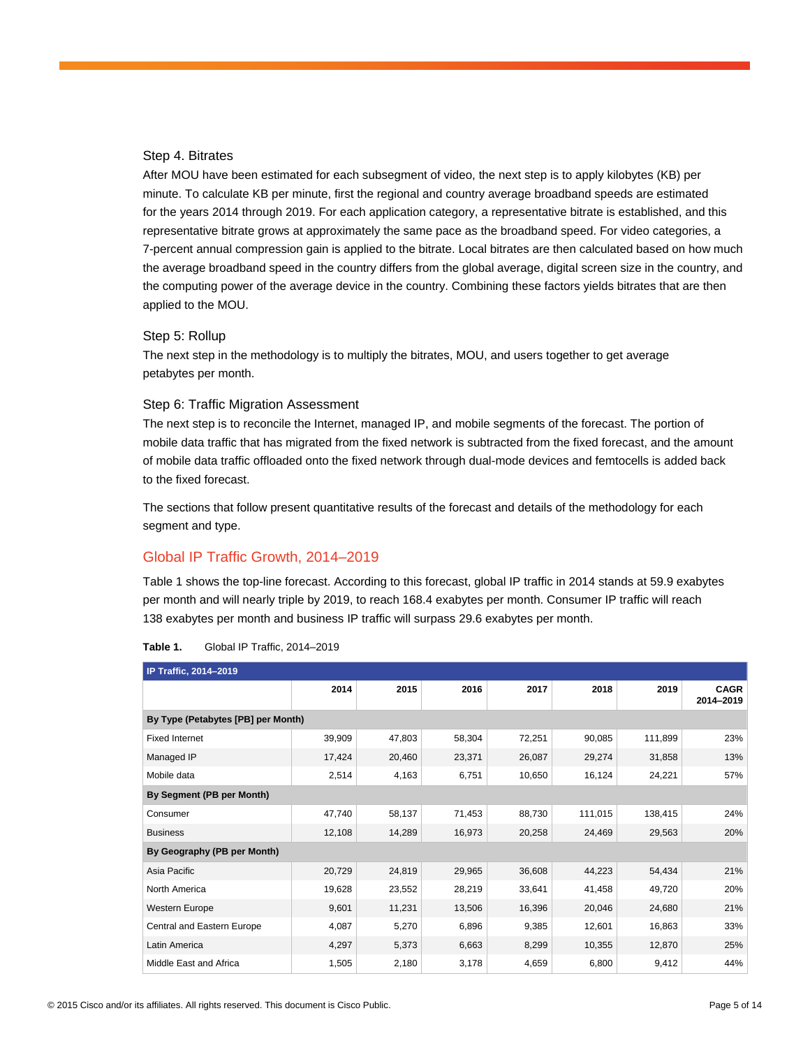### Step 4. Bitrates

After MOU have been estimated for each subsegment of video, the next step is to apply kilobytes (KB) per minute. To calculate KB per minute, first the regional and country average broadband speeds are estimated for the years 2014 through 2019. For each application category, a representative bitrate is established, and this representative bitrate grows at approximately the same pace as the broadband speed. For video categories, a 7-percent annual compression gain is applied to the bitrate. Local bitrates are then calculated based on how much the average broadband speed in the country differs from the global average, digital screen size in the country, and the computing power of the average device in the country. Combining these factors yields bitrates that are then applied to the MOU.

### Step 5: Rollup

The next step in the methodology is to multiply the bitrates, MOU, and users together to get average petabytes per month.

### Step 6: Traffic Migration Assessment

The next step is to reconcile the Internet, managed IP, and mobile segments of the forecast. The portion of mobile data traffic that has migrated from the fixed network is subtracted from the fixed forecast, and the amount of mobile data traffic offloaded onto the fixed network through dual-mode devices and femtocells is added back to the fixed forecast.

The sections that follow present quantitative results of the forecast and details of the methodology for each segment and type.

## Global IP Traffic Growth, 2014–2019

Table 1 shows the top-line forecast. According to this forecast, global IP traffic in 2014 stands at 59.9 exabytes per month and will nearly triple by 2019, to reach 168.4 exabytes per month. Consumer IP traffic will reach 138 exabytes per month and business IP traffic will surpass 29.6 exabytes per month.

**Table 1.** Global IP Traffic, 2014–2019

| IP Traffic, 2014–2019 | | | | | | | |
|---|---|---|---|---|---|---|---|
| | 2014 | 2015 | 2016 | 2017 | 2018 | 2019 | CAGR 2014–2019 |
| **By Type (Petabytes [PB] per Month)** | | | | | | | |
| Fixed Internet | 39,909 | 47,803 | 58,304 | 72,251 | 90,085 | 111,899 | 23% |
| Managed IP | 17,424 | 20,460 | 23,371 | 26,087 | 29,274 | 31,858 | 13% |
| Mobile data | 2,514 | 4,163 | 6,751 | 10,650 | 16,124 | 24,221 | 57% |
| **By Segment (PB per Month)** | | | | | | | |
| Consumer | 47,740 | 58,137 | 71,453 | 88,730 | 111,015 | 138,415 | 24% |
| Business | 12,108 | 14,289 | 16,973 | 20,258 | 24,469 | 29,563 | 20% |
| **By Geography (PB per Month)** | | | | | | | |
| Asia Pacific | 20,729 | 24,819 | 29,965 | 36,608 | 44,223 | 54,434 | 21% |
| North America | 19,628 | 23,552 | 28,219 | 33,641 | 41,458 | 49,720 | 20% |
| Western Europe | 9,601 | 11,231 | 13,506 | 16,396 | 20,046 | 24,680 | 21% |
| Central and Eastern Europe | 4,087 | 5,270 | 6,896 | 9,385 | 12,601 | 16,863 | 33% |
| Latin America | 4,297 | 5,373 | 6,663 | 8,299 | 10,355 | 12,870 | 25% |
| Middle East and Africa | 1,505 | 2,180 | 3,178 | 4,659 | 6,800 | 9,412 | 44% |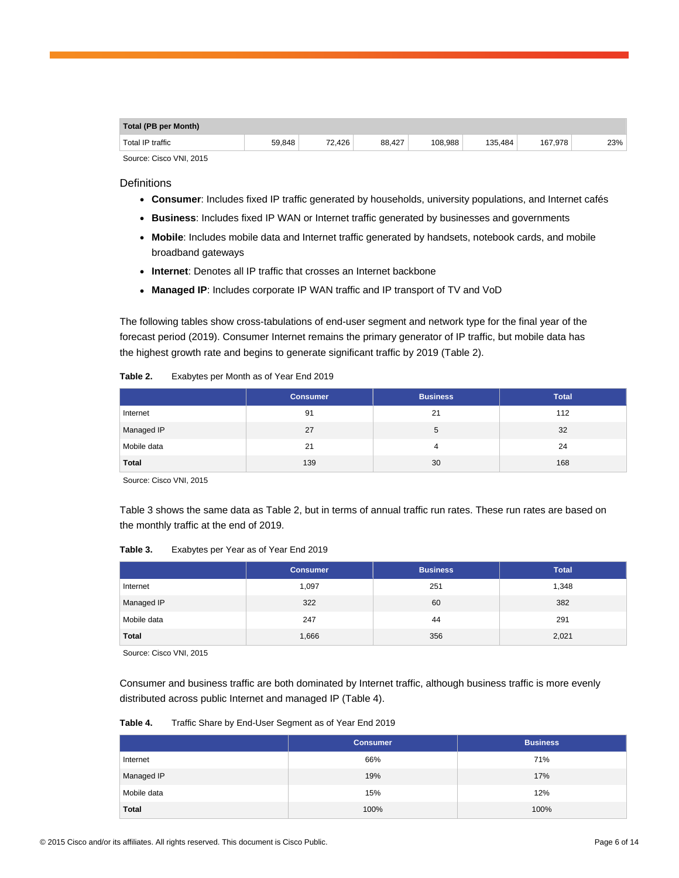| Total (PB per Month) | | | | | | | |
|---|---|---|---|---|---|---|---|
| Total IP traffic | 59,848 | 72,426 | 88,427 | 108,988 | 135,484 | 167,978 | 23% |

Source: Cisco VNI, 2015

### Definitions

- **Consumer**: Includes fixed IP traffic generated by households, university populations, and Internet cafés
- **Business**: Includes fixed IP WAN or Internet traffic generated by businesses and governments
- **Mobile**: Includes mobile data and Internet traffic generated by handsets, notebook cards, and mobile broadband gateways
- **Internet**: Denotes all IP traffic that crosses an Internet backbone
- **Managed IP**: Includes corporate IP WAN traffic and IP transport of TV and VoD

The following tables show cross-tabulations of end-user segment and network type for the final year of the forecast period (2019). Consumer Internet remains the primary generator of IP traffic, but mobile data has the highest growth rate and begins to generate significant traffic by 2019 (Table 2).

**Table 2.** Exabytes per Month as of Year End 2019

| | Consumer | Business | Total |
|---|---|---|---|
| Internet | 91 | 21 | 112 |
| Managed IP | 27 | 5 | 32 |
| Mobile data | 21 | 4 | 24 |
| **Total** | 139 | 30 | 168 |

Source: Cisco VNI, 2015

Table 3 shows the same data as Table 2, but in terms of annual traffic run rates. These run rates are based on the monthly traffic at the end of 2019.

**Table 3.** Exabytes per Year as of Year End 2019

| | Consumer | Business | Total |
|---|---|---|---|
| Internet | 1,097 | 251 | 1,348 |
| Managed IP | 322 | 60 | 382 |
| Mobile data | 247 | 44 | 291 |
| **Total** | 1,666 | 356 | 2,021 |

Source: Cisco VNI, 2015

Consumer and business traffic are both dominated by Internet traffic, although business traffic is more evenly distributed across public Internet and managed IP (Table 4).

**Table 4.** Traffic Share by End-User Segment as of Year End 2019

| | Consumer | Business |
|---|---|---|
| Internet | 66% | 71% |
| Managed IP | 19% | 17% |
| Mobile data | 15% | 12% |
| **Total** | 100% | 100% |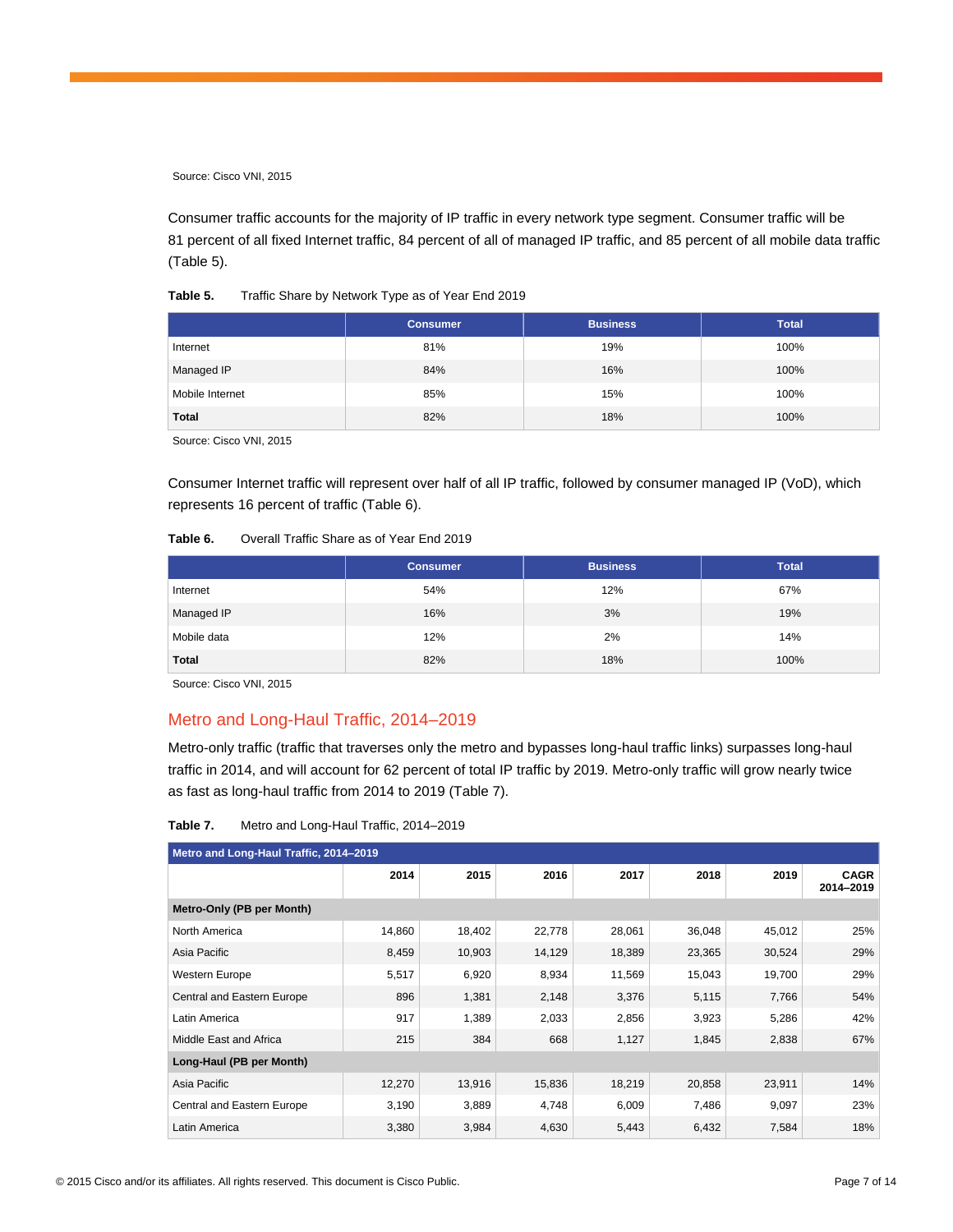Source: Cisco VNI, 2015

Consumer traffic accounts for the majority of IP traffic in every network type segment. Consumer traffic will be 81 percent of all fixed Internet traffic, 84 percent of all of managed IP traffic, and 85 percent of all mobile data traffic (Table 5).

**Table 5.** Traffic Share by Network Type as of Year End 2019

| | Consumer | Business | Total |
|---|---|---|---|
| Internet | 81% | 19% | 100% |
| Managed IP | 84% | 16% | 100% |
| Mobile Internet | 85% | 15% | 100% |
| **Total** | 82% | 18% | 100% |

Source: Cisco VNI, 2015

Consumer Internet traffic will represent over half of all IP traffic, followed by consumer managed IP (VoD), which represents 16 percent of traffic (Table 6).

**Table 6.** Overall Traffic Share as of Year End 2019

| | Consumer | Business | Total |
|---|---|---|---|
| Internet | 54% | 12% | 67% |
| Managed IP | 16% | 3% | 19% |
| Mobile data | 12% | 2% | 14% |
| **Total** | 82% | 18% | 100% |

Source: Cisco VNI, 2015

## Metro and Long-Haul Traffic, 2014–2019

Metro-only traffic (traffic that traverses only the metro and bypasses long-haul traffic links) surpasses long-haul traffic in 2014, and will account for 62 percent of total IP traffic by 2019. Metro-only traffic will grow nearly twice as fast as long-haul traffic from 2014 to 2019 (Table 7).

**Table 7.** Metro and Long-Haul Traffic, 2014–2019

| Metro and Long-Haul Traffic, 2014–2019 | | | | | | | |
|---|---|---|---|---|---|---|---|
| | 2014 | 2015 | 2016 | 2017 | 2018 | 2019 | CAGR 2014–2019 |
| **Metro-Only (PB per Month)** | | | | | | | |
| North America | 14,860 | 18,402 | 22,778 | 28,061 | 36,048 | 45,012 | 25% |
| Asia Pacific | 8,459 | 10,903 | 14,129 | 18,389 | 23,365 | 30,524 | 29% |
| Western Europe | 5,517 | 6,920 | 8,934 | 11,569 | 15,043 | 19,700 | 29% |
| Central and Eastern Europe | 896 | 1,381 | 2,148 | 3,376 | 5,115 | 7,766 | 54% |
| Latin America | 917 | 1,389 | 2,033 | 2,856 | 3,923 | 5,286 | 42% |
| Middle East and Africa | 215 | 384 | 668 | 1,127 | 1,845 | 2,838 | 67% |
| **Long-Haul (PB per Month)** | | | | | | | |
| Asia Pacific | 12,270 | 13,916 | 15,836 | 18,219 | 20,858 | 23,911 | 14% |
| Central and Eastern Europe | 3,190 | 3,889 | 4,748 | 6,009 | 7,486 | 9,097 | 23% |
| Latin America | 3,380 | 3,984 | 4,630 | 5,443 | 6,432 | 7,584 | 18% |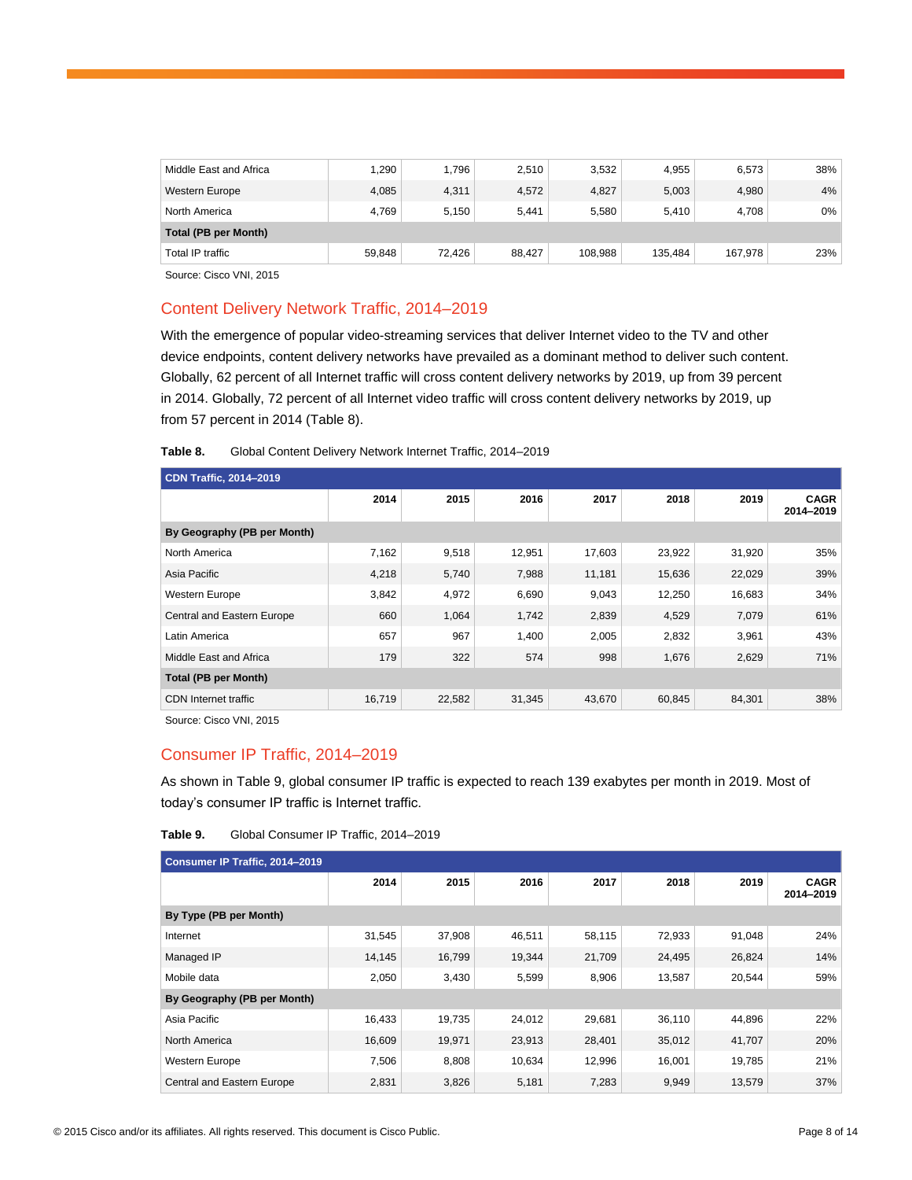| Middle East and Africa | 1,290 | 1,796 | 2,510 | 3,532 | 4,955 | 6,573 | 38% |
|---|---|---|---|---|---|---|---|
| Western Europe | 4,085 | 4,311 | 4,572 | 4,827 | 5,003 | 4,980 | 4% |
| North America | 4,769 | 5,150 | 5,441 | 5,580 | 5,410 | 4,708 | 0% |
| **Total (PB per Month)** | | | | | | | |
| Total IP traffic | 59,848 | 72,426 | 88,427 | 108,988 | 135,484 | 167,978 | 23% |

Source: Cisco VNI, 2015

## Content Delivery Network Traffic, 2014–2019

With the emergence of popular video-streaming services that deliver Internet video to the TV and other device endpoints, content delivery networks have prevailed as a dominant method to deliver such content. Globally, 62 percent of all Internet traffic will cross content delivery networks by 2019, up from 39 percent in 2014. Globally, 72 percent of all Internet video traffic will cross content delivery networks by 2019, up from 57 percent in 2014 (Table 8).

**Table 8.** Global Content Delivery Network Internet Traffic, 2014–2019

| CDN Traffic, 2014–2019 | | | | | | | |
|---|---|---|---|---|---|---|---|
| | **2014** | **2015** | **2016** | **2017** | **2018** | **2019** | **CAGR 2014–2019** |
| **By Geography (PB per Month)** | | | | | | | |
| North America | 7,162 | 9,518 | 12,951 | 17,603 | 23,922 | 31,920 | 35% |
| Asia Pacific | 4,218 | 5,740 | 7,988 | 11,181 | 15,636 | 22,029 | 39% |
| Western Europe | 3,842 | 4,972 | 6,690 | 9,043 | 12,250 | 16,683 | 34% |
| Central and Eastern Europe | 660 | 1,064 | 1,742 | 2,839 | 4,529 | 7,079 | 61% |
| Latin America | 657 | 967 | 1,400 | 2,005 | 2,832 | 3,961 | 43% |
| Middle East and Africa | 179 | 322 | 574 | 998 | 1,676 | 2,629 | 71% |
| **Total (PB per Month)** | | | | | | | |
| CDN Internet traffic | 16,719 | 22,582 | 31,345 | 43,670 | 60,845 | 84,301 | 38% |

Source: Cisco VNI, 2015

## Consumer IP Traffic, 2014–2019

As shown in Table 9, global consumer IP traffic is expected to reach 139 exabytes per month in 2019. Most of today's consumer IP traffic is Internet traffic.

**Table 9.** Global Consumer IP Traffic, 2014–2019

| Consumer IP Traffic, 2014–2019 | | | | | | | |
|---|---|---|---|---|---|---|---|
| | **2014** | **2015** | **2016** | **2017** | **2018** | **2019** | **CAGR 2014–2019** |
| **By Type (PB per Month)** | | | | | | | |
| Internet | 31,545 | 37,908 | 46,511 | 58,115 | 72,933 | 91,048 | 24% |
| Managed IP | 14,145 | 16,799 | 19,344 | 21,709 | 24,495 | 26,824 | 14% |
| Mobile data | 2,050 | 3,430 | 5,599 | 8,906 | 13,587 | 20,544 | 59% |
| **By Geography (PB per Month)** | | | | | | | |
| Asia Pacific | 16,433 | 19,735 | 24,012 | 29,681 | 36,110 | 44,896 | 22% |
| North America | 16,609 | 19,971 | 23,913 | 28,401 | 35,012 | 41,707 | 20% |
| Western Europe | 7,506 | 8,808 | 10,634 | 12,996 | 16,001 | 19,785 | 21% |
| Central and Eastern Europe | 2,831 | 3,826 | 5,181 | 7,283 | 9,949 | 13,579 | 37% |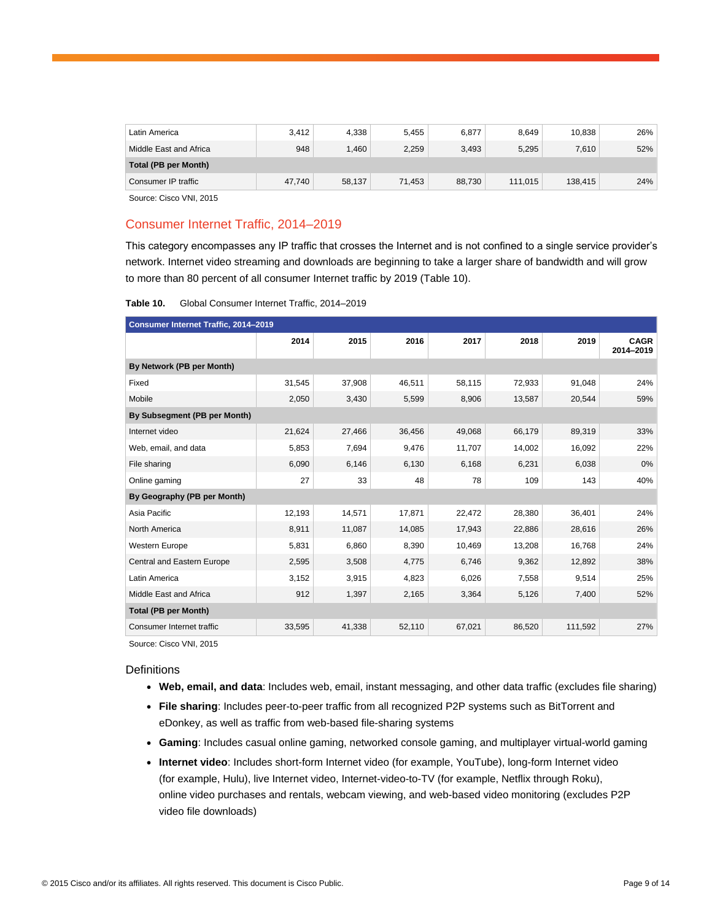| Latin America | 3,412 | 4,338 | 5,455 | 6,877 | 8,649 | 10,838 | 26% |
|---|---|---|---|---|---|---|---|
| Middle East and Africa | 948 | 1,460 | 2,259 | 3,493 | 5,295 | 7,610 | 52% |
| **Total (PB per Month)** | | | | | | | |
| Consumer IP traffic | 47,740 | 58,137 | 71,453 | 88,730 | 111,015 | 138,415 | 24% |

Source: Cisco VNI, 2015

## Consumer Internet Traffic, 2014–2019

This category encompasses any IP traffic that crosses the Internet and is not confined to a single service provider's network. Internet video streaming and downloads are beginning to take a larger share of bandwidth and will grow to more than 80 percent of all consumer Internet traffic by 2019 (Table 10).

**Table 10.** Global Consumer Internet Traffic, 2014–2019

| Consumer Internet Traffic, 2014–2019 | | | | | | | |
|---|---|---|---|---|---|---|---|
| | 2014 | 2015 | 2016 | 2017 | 2018 | 2019 | CAGR 2014–2019 |
| **By Network (PB per Month)** | | | | | | | |
| Fixed | 31,545 | 37,908 | 46,511 | 58,115 | 72,933 | 91,048 | 24% |
| Mobile | 2,050 | 3,430 | 5,599 | 8,906 | 13,587 | 20,544 | 59% |
| **By Subsegment (PB per Month)** | | | | | | | |
| Internet video | 21,624 | 27,466 | 36,456 | 49,068 | 66,179 | 89,319 | 33% |
| Web, email, and data | 5,853 | 7,694 | 9,476 | 11,707 | 14,002 | 16,092 | 22% |
| File sharing | 6,090 | 6,146 | 6,130 | 6,168 | 6,231 | 6,038 | 0% |
| Online gaming | 27 | 33 | 48 | 78 | 109 | 143 | 40% |
| **By Geography (PB per Month)** | | | | | | | |
| Asia Pacific | 12,193 | 14,571 | 17,871 | 22,472 | 28,380 | 36,401 | 24% |
| North America | 8,911 | 11,087 | 14,085 | 17,943 | 22,886 | 28,616 | 26% |
| Western Europe | 5,831 | 6,860 | 8,390 | 10,469 | 13,208 | 16,768 | 24% |
| Central and Eastern Europe | 2,595 | 3,508 | 4,775 | 6,746 | 9,362 | 12,892 | 38% |
| Latin America | 3,152 | 3,915 | 4,823 | 6,026 | 7,558 | 9,514 | 25% |
| Middle East and Africa | 912 | 1,397 | 2,165 | 3,364 | 5,126 | 7,400 | 52% |
| **Total (PB per Month)** | | | | | | | |
| Consumer Internet traffic | 33,595 | 41,338 | 52,110 | 67,021 | 86,520 | 111,592 | 27% |

Source: Cisco VNI, 2015

### Definitions

- **Web, email, and data**: Includes web, email, instant messaging, and other data traffic (excludes file sharing)
- **File sharing**: Includes peer-to-peer traffic from all recognized P2P systems such as BitTorrent and eDonkey, as well as traffic from web-based file-sharing systems
- **Gaming**: Includes casual online gaming, networked console gaming, and multiplayer virtual-world gaming
- **Internet video**: Includes short-form Internet video (for example, YouTube), long-form Internet video (for example, Hulu), live Internet video, Internet-video-to-TV (for example, Netflix through Roku), online video purchases and rentals, webcam viewing, and web-based video monitoring (excludes P2P video file downloads)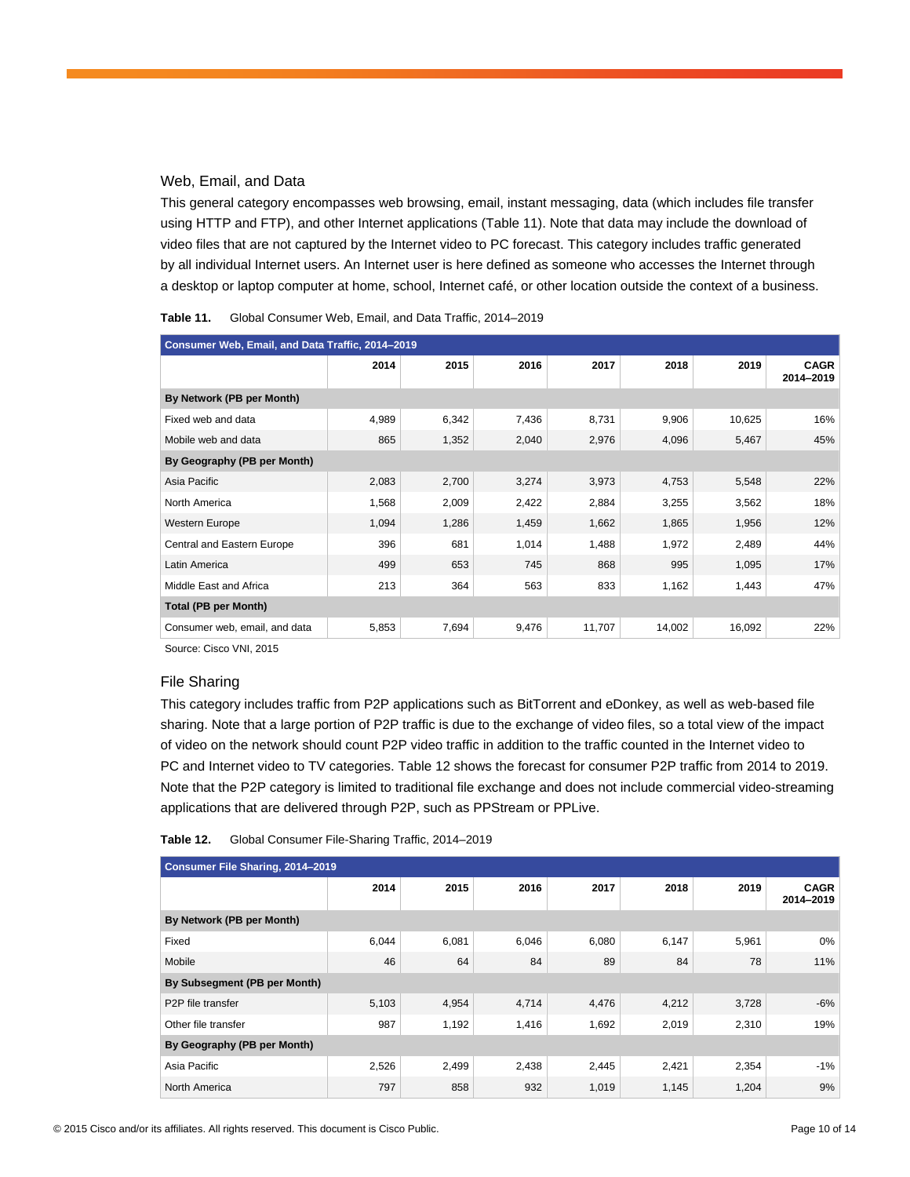## Web, Email, and Data

This general category encompasses web browsing, email, instant messaging, data (which includes file transfer using HTTP and FTP), and other Internet applications (Table 11). Note that data may include the download of video files that are not captured by the Internet video to PC forecast. This category includes traffic generated by all individual Internet users. An Internet user is here defined as someone who accesses the Internet through a desktop or laptop computer at home, school, Internet café, or other location outside the context of a business.

**Table 11.** Global Consumer Web, Email, and Data Traffic, 2014–2019

| Consumer Web, Email, and Data Traffic, 2014–2019 | | | | | | | |
|---|---|---|---|---|---|---|---|
| | **2014** | **2015** | **2016** | **2017** | **2018** | **2019** | **CAGR 2014–2019** |
| **By Network (PB per Month)** | | | | | | | |
| Fixed web and data | 4,989 | 6,342 | 7,436 | 8,731 | 9,906 | 10,625 | 16% |
| Mobile web and data | 865 | 1,352 | 2,040 | 2,976 | 4,096 | 5,467 | 45% |
| **By Geography (PB per Month)** | | | | | | | |
| Asia Pacific | 2,083 | 2,700 | 3,274 | 3,973 | 4,753 | 5,548 | 22% |
| North America | 1,568 | 2,009 | 2,422 | 2,884 | 3,255 | 3,562 | 18% |
| Western Europe | 1,094 | 1,286 | 1,459 | 1,662 | 1,865 | 1,956 | 12% |
| Central and Eastern Europe | 396 | 681 | 1,014 | 1,488 | 1,972 | 2,489 | 44% |
| Latin America | 499 | 653 | 745 | 868 | 995 | 1,095 | 17% |
| Middle East and Africa | 213 | 364 | 563 | 833 | 1,162 | 1,443 | 47% |
| **Total (PB per Month)** | | | | | | | |
| Consumer web, email, and data | 5,853 | 7,694 | 9,476 | 11,707 | 14,002 | 16,092 | 22% |

Source: Cisco VNI, 2015

## File Sharing

This category includes traffic from P2P applications such as BitTorrent and eDonkey, as well as web-based file sharing. Note that a large portion of P2P traffic is due to the exchange of video files, so a total view of the impact of video on the network should count P2P video traffic in addition to the traffic counted in the Internet video to PC and Internet video to TV categories. Table 12 shows the forecast for consumer P2P traffic from 2014 to 2019. Note that the P2P category is limited to traditional file exchange and does not include commercial video-streaming applications that are delivered through P2P, such as PPStream or PPLive.

**Table 12.** Global Consumer File-Sharing Traffic, 2014–2019

| Consumer File Sharing, 2014–2019 | | | | | | | |
|---|---|---|---|---|---|---|---|
| | **2014** | **2015** | **2016** | **2017** | **2018** | **2019** | **CAGR 2014–2019** |
| **By Network (PB per Month)** | | | | | | | |
| Fixed | 6,044 | 6,081 | 6,046 | 6,080 | 6,147 | 5,961 | 0% |
| Mobile | 46 | 64 | 84 | 89 | 84 | 78 | 11% |
| **By Subsegment (PB per Month)** | | | | | | | |
| P2P file transfer | 5,103 | 4,954 | 4,714 | 4,476 | 4,212 | 3,728 | -6% |
| Other file transfer | 987 | 1,192 | 1,416 | 1,692 | 2,019 | 2,310 | 19% |
| **By Geography (PB per Month)** | | | | | | | |
| Asia Pacific | 2,526 | 2,499 | 2,438 | 2,445 | 2,421 | 2,354 | -1% |
| North America | 797 | 858 | 932 | 1,019 | 1,145 | 1,204 | 9% |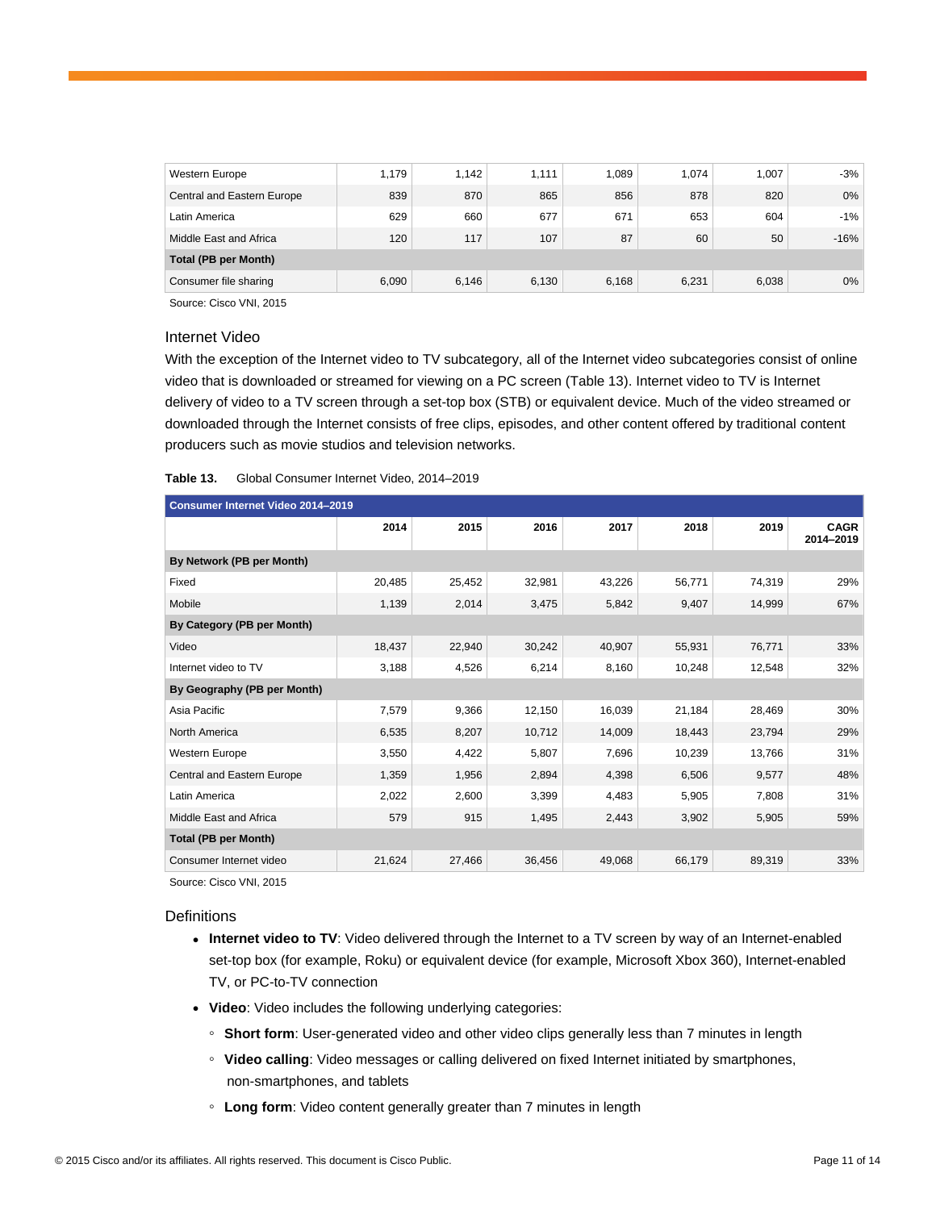| | | | | | | | |
|---|---|---|---|---|---|---|---|
| Western Europe | 1,179 | 1,142 | 1,111 | 1,089 | 1,074 | 1,007 | -3% |
| Central and Eastern Europe | 839 | 870 | 865 | 856 | 878 | 820 | 0% |
| Latin America | 629 | 660 | 677 | 671 | 653 | 604 | -1% |
| Middle East and Africa | 120 | 117 | 107 | 87 | 60 | 50 | -16% |
| **Total (PB per Month)** | | | | | | | |
| Consumer file sharing | 6,090 | 6,146 | 6,130 | 6,168 | 6,231 | 6,038 | 0% |

Source: Cisco VNI, 2015

### Internet Video

With the exception of the Internet video to TV subcategory, all of the Internet video subcategories consist of online video that is downloaded or streamed for viewing on a PC screen (Table 13). Internet video to TV is Internet delivery of video to a TV screen through a set-top box (STB) or equivalent device. Much of the video streamed or downloaded through the Internet consists of free clips, episodes, and other content offered by traditional content producers such as movie studios and television networks.

**Table 13.** Global Consumer Internet Video, 2014–2019

| Consumer Internet Video 2014–2019 | | | | | | | |
|---|---|---|---|---|---|---|---|
| | **2014** | **2015** | **2016** | **2017** | **2018** | **2019** | **CAGR 2014–2019** |
| **By Network (PB per Month)** | | | | | | | |
| Fixed | 20,485 | 25,452 | 32,981 | 43,226 | 56,771 | 74,319 | 29% |
| Mobile | 1,139 | 2,014 | 3,475 | 5,842 | 9,407 | 14,999 | 67% |
| **By Category (PB per Month)** | | | | | | | |
| Video | 18,437 | 22,940 | 30,242 | 40,907 | 55,931 | 76,771 | 33% |
| Internet video to TV | 3,188 | 4,526 | 6,214 | 8,160 | 10,248 | 12,548 | 32% |
| **By Geography (PB per Month)** | | | | | | | |
| Asia Pacific | 7,579 | 9,366 | 12,150 | 16,039 | 21,184 | 28,469 | 30% |
| North America | 6,535 | 8,207 | 10,712 | 14,009 | 18,443 | 23,794 | 29% |
| Western Europe | 3,550 | 4,422 | 5,807 | 7,696 | 10,239 | 13,766 | 31% |
| Central and Eastern Europe | 1,359 | 1,956 | 2,894 | 4,398 | 6,506 | 9,577 | 48% |
| Latin America | 2,022 | 2,600 | 3,399 | 4,483 | 5,905 | 7,808 | 31% |
| Middle East and Africa | 579 | 915 | 1,495 | 2,443 | 3,902 | 5,905 | 59% |
| **Total (PB per Month)** | | | | | | | |
| Consumer Internet video | 21,624 | 27,466 | 36,456 | 49,068 | 66,179 | 89,319 | 33% |

Source: Cisco VNI, 2015

### Definitions

- **Internet video to TV**: Video delivered through the Internet to a TV screen by way of an Internet-enabled set-top box (for example, Roku) or equivalent device (for example, Microsoft Xbox 360), Internet-enabled TV, or PC-to-TV connection
- **Video**: Video includes the following underlying categories:
  - **Short form**: User-generated video and other video clips generally less than 7 minutes in length
  - **Video calling**: Video messages or calling delivered on fixed Internet initiated by smartphones, non-smartphones, and tablets
  - **Long form**: Video content generally greater than 7 minutes in length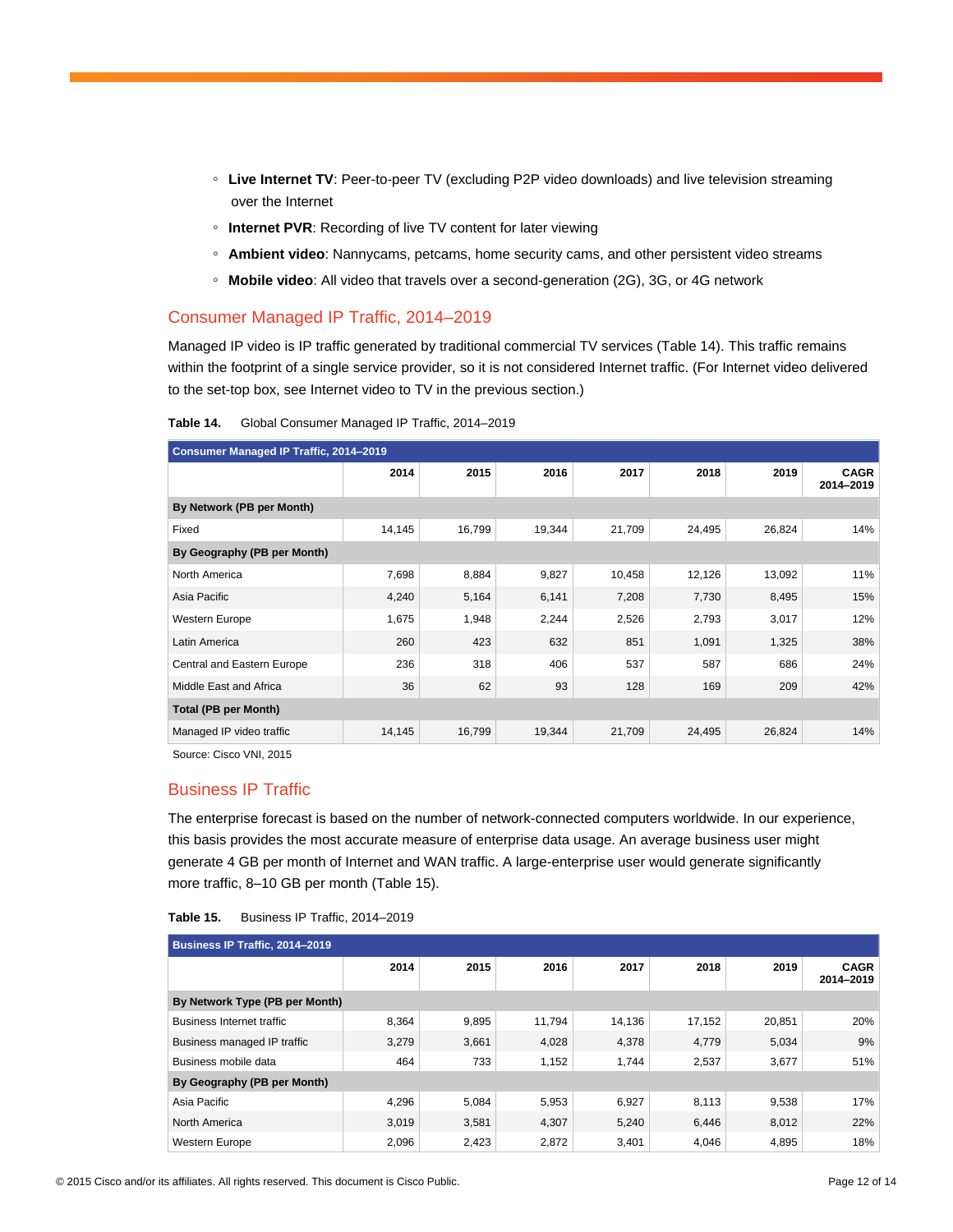- **Live Internet TV**: Peer-to-peer TV (excluding P2P video downloads) and live television streaming over the Internet
- **Internet PVR**: Recording of live TV content for later viewing
- **Ambient video**: Nannycams, petcams, home security cams, and other persistent video streams
- **Mobile video**: All video that travels over a second-generation (2G), 3G, or 4G network

## Consumer Managed IP Traffic, 2014–2019

Managed IP video is IP traffic generated by traditional commercial TV services (Table 14). This traffic remains within the footprint of a single service provider, so it is not considered Internet traffic. (For Internet video delivered to the set-top box, see Internet video to TV in the previous section.)

**Table 14.** Global Consumer Managed IP Traffic, 2014–2019

| Consumer Managed IP Traffic, 2014–2019 | | | | | | | |
|---|---|---|---|---|---|---|---|
| | 2014 | 2015 | 2016 | 2017 | 2018 | 2019 | CAGR 2014–2019 |
| **By Network (PB per Month)** | | | | | | | |
| Fixed | 14,145 | 16,799 | 19,344 | 21,709 | 24,495 | 26,824 | 14% |
| **By Geography (PB per Month)** | | | | | | | |
| North America | 7,698 | 8,884 | 9,827 | 10,458 | 12,126 | 13,092 | 11% |
| Asia Pacific | 4,240 | 5,164 | 6,141 | 7,208 | 7,730 | 8,495 | 15% |
| Western Europe | 1,675 | 1,948 | 2,244 | 2,526 | 2,793 | 3,017 | 12% |
| Latin America | 260 | 423 | 632 | 851 | 1,091 | 1,325 | 38% |
| Central and Eastern Europe | 236 | 318 | 406 | 537 | 587 | 686 | 24% |
| Middle East and Africa | 36 | 62 | 93 | 128 | 169 | 209 | 42% |
| **Total (PB per Month)** | | | | | | | |
| Managed IP video traffic | 14,145 | 16,799 | 19,344 | 21,709 | 24,495 | 26,824 | 14% |

Source: Cisco VNI, 2015

## Business IP Traffic

The enterprise forecast is based on the number of network-connected computers worldwide. In our experience, this basis provides the most accurate measure of enterprise data usage. An average business user might generate 4 GB per month of Internet and WAN traffic. A large-enterprise user would generate significantly more traffic, 8–10 GB per month (Table 15).

**Table 15.** Business IP Traffic, 2014–2019

| Business IP Traffic, 2014–2019 | | | | | | | |
|---|---|---|---|---|---|---|---|
| | 2014 | 2015 | 2016 | 2017 | 2018 | 2019 | CAGR 2014–2019 |
| **By Network Type (PB per Month)** | | | | | | | |
| Business Internet traffic | 8,364 | 9,895 | 11,794 | 14,136 | 17,152 | 20,851 | 20% |
| Business managed IP traffic | 3,279 | 3,661 | 4,028 | 4,378 | 4,779 | 5,034 | 9% |
| Business mobile data | 464 | 733 | 1,152 | 1,744 | 2,537 | 3,677 | 51% |
| **By Geography (PB per Month)** | | | | | | | |
| Asia Pacific | 4,296 | 5,084 | 5,953 | 6,927 | 8,113 | 9,538 | 17% |
| North America | 3,019 | 3,581 | 4,307 | 5,240 | 6,446 | 8,012 | 22% |
| Western Europe | 2,096 | 2,423 | 2,872 | 3,401 | 4,046 | 4,895 | 18% |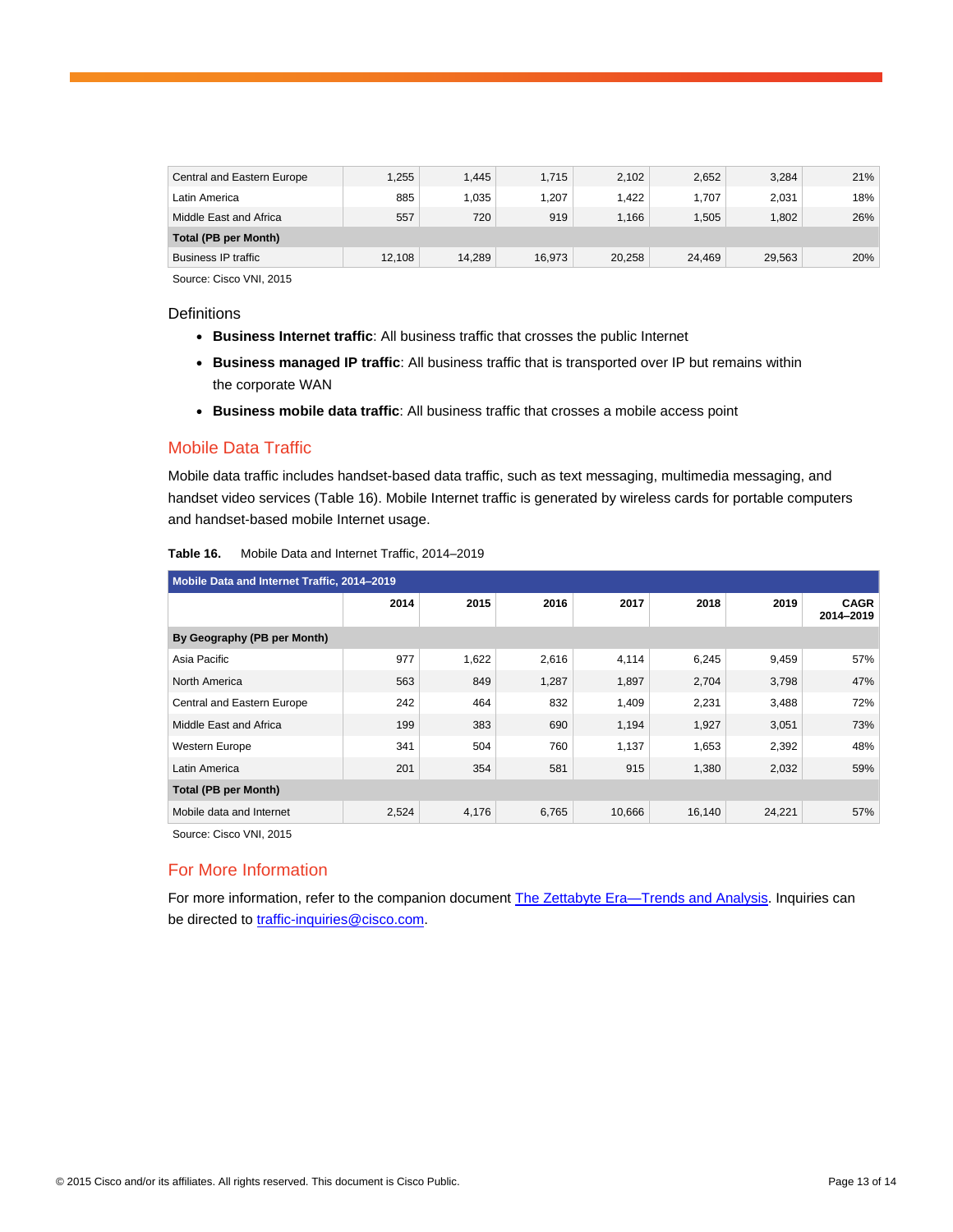| | | | | | | | |
|---|---|---|---|---|---|---|---|
| Central and Eastern Europe | 1,255 | 1,445 | 1,715 | 2,102 | 2,652 | 3,284 | 21% |
| Latin America | 885 | 1,035 | 1,207 | 1,422 | 1,707 | 2,031 | 18% |
| Middle East and Africa | 557 | 720 | 919 | 1,166 | 1,505 | 1,802 | 26% |
| **Total (PB per Month)** | | | | | | | |
| Business IP traffic | 12,108 | 14,289 | 16,973 | 20,258 | 24,469 | 29,563 | 20% |

Source: Cisco VNI, 2015

Definitions

- **Business Internet traffic**: All business traffic that crosses the public Internet
- **Business managed IP traffic**: All business traffic that is transported over IP but remains within the corporate WAN
- **Business mobile data traffic**: All business traffic that crosses a mobile access point

## Mobile Data Traffic

Mobile data traffic includes handset-based data traffic, such as text messaging, multimedia messaging, and handset video services (Table 16). Mobile Internet traffic is generated by wireless cards for portable computers and handset-based mobile Internet usage.

**Table 16.** Mobile Data and Internet Traffic, 2014–2019

| Mobile Data and Internet Traffic, 2014–2019 | | | | | | | |
|---|---|---|---|---|---|---|---|
| | **2014** | **2015** | **2016** | **2017** | **2018** | **2019** | **CAGR 2014–2019** |
| **By Geography (PB per Month)** | | | | | | | |
| Asia Pacific | 977 | 1,622 | 2,616 | 4,114 | 6,245 | 9,459 | 57% |
| North America | 563 | 849 | 1,287 | 1,897 | 2,704 | 3,798 | 47% |
| Central and Eastern Europe | 242 | 464 | 832 | 1,409 | 2,231 | 3,488 | 72% |
| Middle East and Africa | 199 | 383 | 690 | 1,194 | 1,927 | 3,051 | 73% |
| Western Europe | 341 | 504 | 760 | 1,137 | 1,653 | 2,392 | 48% |
| Latin America | 201 | 354 | 581 | 915 | 1,380 | 2,032 | 59% |
| **Total (PB per Month)** | | | | | | | |
| Mobile data and Internet | 2,524 | 4,176 | 6,765 | 10,666 | 16,140 | 24,221 | 57% |

Source: Cisco VNI, 2015

## For More Information

For more information, refer to the companion document [The Zettabyte Era—Trends and Analysis](). Inquiries can be directed to [traffic-inquiries@cisco.com]().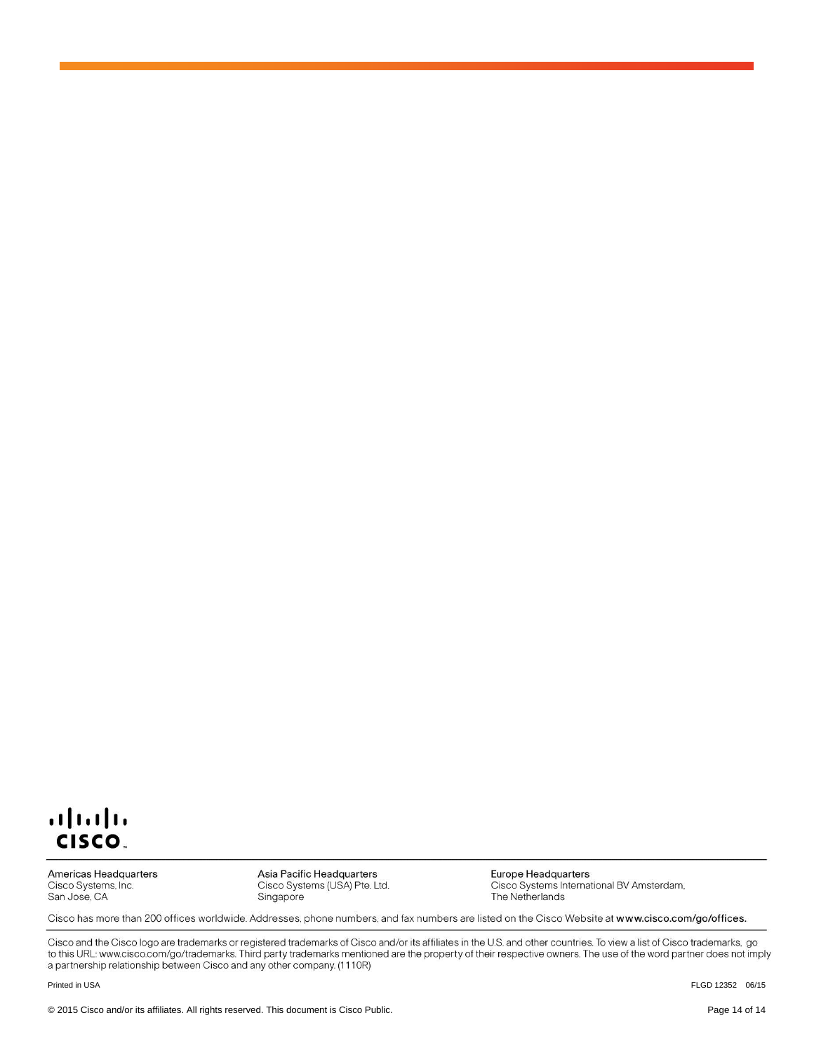Americas Headquarters
Cisco Systems, Inc.
San Jose, CA

Asia Pacific Headquarters
Cisco Systems (USA) Pte. Ltd.
Singapore

Europe Headquarters
Cisco Systems International BV Amsterdam,
The Netherlands

Cisco has more than 200 offices worldwide. Addresses, phone numbers, and fax numbers are listed on the Cisco Website at **www.cisco.com/go/offices.**

Cisco and the Cisco logo are trademarks or registered trademarks of Cisco and/or its affiliates in the U.S. and other countries. To view a list of Cisco trademarks, go to this URL: www.cisco.com/go/trademarks. Third party trademarks mentioned are the property of their respective owners. The use of the word partner does not imply a partnership relationship between Cisco and any other company. (1110R)

Printed in USA

FLGD 12352 06/15

© 2015 Cisco and/or its affiliates. All rights reserved. This document is Cisco Public.